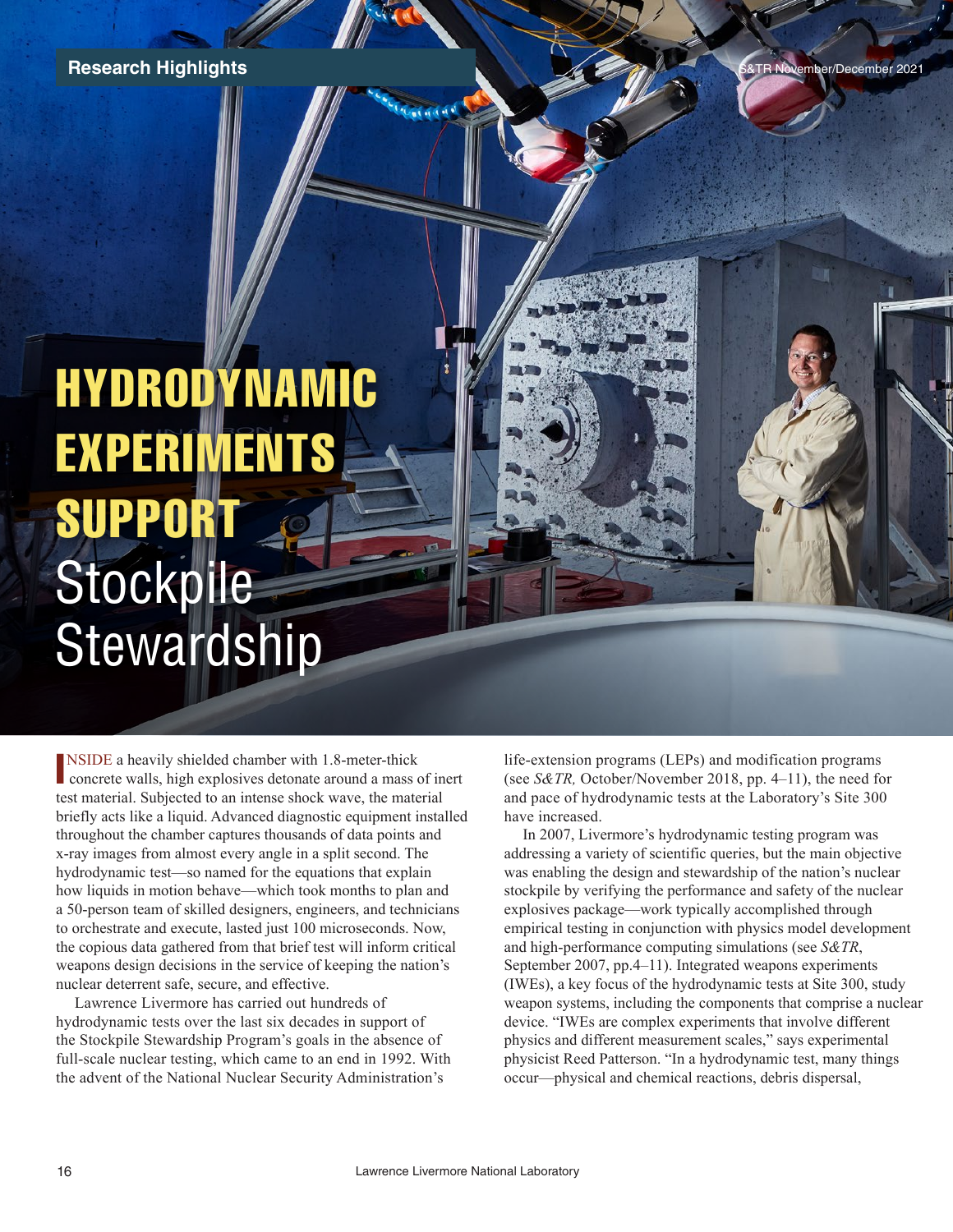# HYDRODYNAMIC EXPERIMENTS SUPPORT Stockpile Stewardship

INSIDE a heavily shielded chamber with 1.8-meter-thick concrete walls, high explosives detonate around a mass of inert test material. Subjected to an intense shock wave, the material briefly acts like a liquid. Advanced diagnostic equipment installed throughout the chamber captures thousands of data points and x-ray images from almost every angle in a split second. The hydrodynamic test—so named for the equations that explain how liquids in motion behave—which took months to plan and a 50-person team of skilled designers, engineers, and technicians to orchestrate and execute, lasted just 100 microseconds. Now, the copious data gathered from that brief test will inform critical weapons design decisions in the service of keeping the nation's nuclear deterrent safe, secure, and effective.

Lawrence Livermore has carried out hundreds of hydrodynamic tests over the last six decades in support of the Stockpile Stewardship Program's goals in the absence of full-scale nuclear testing, which came to an end in 1992. With the advent of the National Nuclear Security Administration's life-extension programs (LEPs) and modification programs (see *S&TR,* October/November 2018, pp. 4–11), the need for and pace of hydrodynamic tests at the Laboratory's Site 300 have increased.

In 2007, Livermore's hydrodynamic testing program was addressing a variety of scientific queries, but the main objective was enabling the design and stewardship of the nation's nuclear stockpile by verifying the performance and safety of the nuclear explosives package—work typically accomplished through empirical testing in conjunction with physics model development and high-performance computing simulations (see *S&TR*, September 2007, pp.4–11). Integrated weapons experiments (IWEs), a key focus of the hydrodynamic tests at Site 300, study weapon systems, including the components that comprise a nuclear device. "IWEs are complex experiments that involve different physics and different measurement scales," says experimental physicist Reed Patterson. "In a hydrodynamic test, many things occur—physical and chemical reactions, debris dispersal,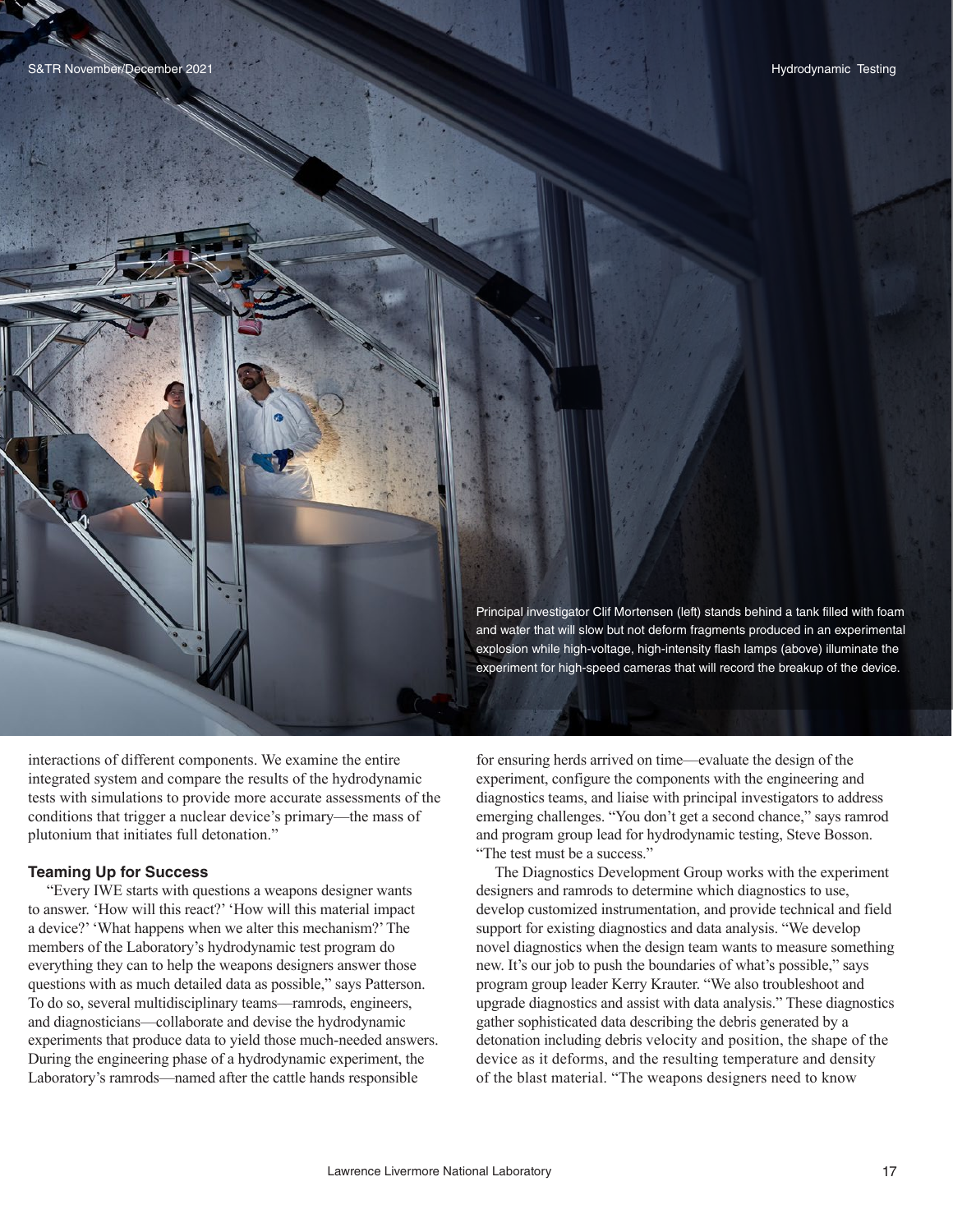Principal investigator Clif Mortensen (left) stands behind a tank filled with foam and water that will slow but not deform fragments produced in an experimental explosion while high-voltage, high-intensity flash lamps (above) illuminate the experiment for high-speed cameras that will record the breakup of the device.

interactions of different components. We examine the entire integrated system and compare the results of the hydrodynamic tests with simulations to provide more accurate assessments of the conditions that trigger a nuclear device's primary—the mass of plutonium that initiates full detonation."

### Teaming Up for Success

"Every IWE starts with questions a weapons designer wants to answer. 'How will this react?' 'How will this material impact a device?' 'What happens when we alter this mechanism?' The members of the Laboratory's hydrodynamic test program do everything they can to help the weapons designers answer those questions with as much detailed data as possible," says Patterson. To do so, several multidisciplinary teams—ramrods, engineers, and diagnosticians—collaborate and devise the hydrodynamic experiments that produce data to yield those much-needed answers. During the engineering phase of a hydrodynamic experiment, the Laboratory's ramrods—named after the cattle hands responsible for ensuring herds arrived on time—evaluate the design of the experiment, configure the components with the engineering and diagnostics teams, and liaise with principal investigators to address emerging challenges. "You don't get a second chance," says ramrod and program group lead for hydrodynamic testing, Steve Bosson. "The test must be a success."

The Diagnostics Development Group works with the experiment designers and ramrods to determine which diagnostics to use, develop customized instrumentation, and provide technical and field support for existing diagnostics and data analysis. "We develop novel diagnostics when the design team wants to measure something new. It's our job to push the boundaries of what's possible," says program group leader Kerry Krauter. "We also troubleshoot and upgrade diagnostics and assist with data analysis." These diagnostics gather sophisticated data describing the debris generated by a detonation including debris velocity and position, the shape of the device as it deforms, and the resulting temperature and density of the blast material. "The weapons designers need to know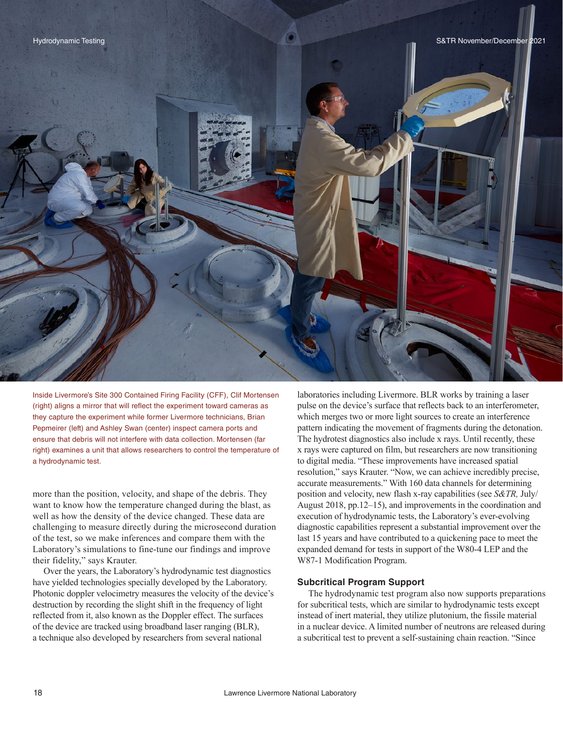Inside Livermore's Site 300 Contained Firing Facility (CFF), Clif Mortensen (right) aligns a mirror that will reflect the experiment toward cameras as they capture the experiment while former Livermore technicians, Brian Pepmeirer (left) and Ashley Swan (center) inspect camera ports and ensure that debris will not interfere with data collection. Mortensen (far right) examines a unit that allows researchers to control the temperature of a hydrodynamic test.

more than the position, velocity, and shape of the debris. They want to know how the temperature changed during the blast, as well as how the density of the device changed. These data are challenging to measure directly during the microsecond duration of the test, so we make inferences and compare them with the Laboratory's simulations to fine-tune our findings and improve their fidelity," says Krauter.

Over the years, the Laboratory's hydrodynamic test diagnostics have yielded technologies specially developed by the Laboratory. Photonic doppler velocimetry measures the velocity of the device's destruction by recording the slight shift in the frequency of light reflected from it, also known as the Doppler effect. The surfaces of the device are tracked using broadband laser ranging (BLR), a technique also developed by researchers from several national laboratories including Livermore. BLR works by training a laser pulse on the device's surface that reflects back to an interferometer, which merges two or more light sources to create an interference pattern indicating the movement of fragments during the detonation. The hydrotest diagnostics also include x rays. Until recently, these x rays were captured on film, but researchers are now transitioning to digital media. "These improvements have increased spatial resolution," says Krauter. "Now, we can achieve incredibly precise, accurate measurements." With 160 data channels for determining position and velocity, new flash x-ray capabilities (see *S&TR,* July/August 2018, pp.12–15), and improvements in the coordination and execution of hydrodynamic tests, the Laboratory's ever-evolving diagnostic capabilities represent a substantial improvement over the last 15 years and have contributed to a quickening pace to meet the expanded demand for tests in support of the W80-4 LEP and the W87-1 Modification Program.

## Subcritical Program Support

The hydrodynamic test program also now supports preparations for subcritical tests, which are similar to hydrodynamic tests except instead of inert material, they utilize plutonium, the fissile material in a nuclear device. A limited number of neutrons are released during a subcritical test to prevent a self-sustaining chain reaction. "Since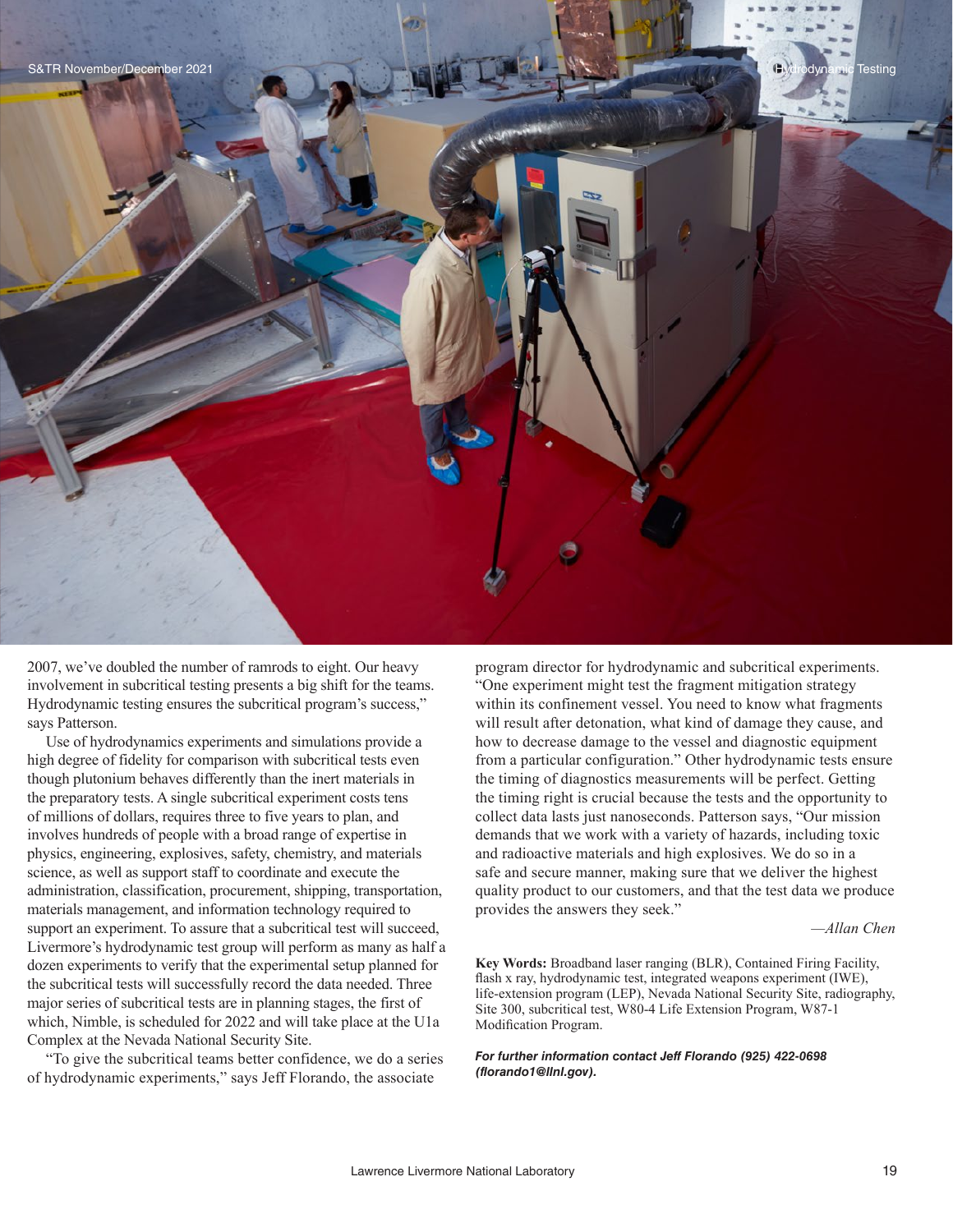2007, we've doubled the number of ramrods to eight. Our heavy involvement in subcritical testing presents a big shift for the teams. Hydrodynamic testing ensures the subcritical program's success," says Patterson.

Use of hydrodynamics experiments and simulations provide a high degree of fidelity for comparison with subcritical tests even though plutonium behaves differently than the inert materials in the preparatory tests. A single subcritical experiment costs tens of millions of dollars, requires three to five years to plan, and involves hundreds of people with a broad range of expertise in physics, engineering, explosives, safety, chemistry, and materials science, as well as support staff to coordinate and execute the administration, classification, procurement, shipping, transportation, materials management, and information technology required to support an experiment. To assure that a subcritical test will succeed, Livermore's hydrodynamic test group will perform as many as half a dozen experiments to verify that the experimental setup planned for the subcritical tests will successfully record the data needed. Three major series of subcritical tests are in planning stages, the first of which, Nimble, is scheduled for 2022 and will take place at the U1a Complex at the Nevada National Security Site.

"To give the subcritical teams better confidence, we do a series of hydrodynamic experiments," says Jeff Florando, the associate program director for hydrodynamic and subcritical experiments. "One experiment might test the fragment mitigation strategy within its confinement vessel. You need to know what fragments will result after detonation, what kind of damage they cause, and how to decrease damage to the vessel and diagnostic equipment from a particular configuration." Other hydrodynamic tests ensure the timing of diagnostics measurements will be perfect. Getting the timing right is crucial because the tests and the opportunity to collect data lasts just nanoseconds. Patterson says, "Our mission demands that we work with a variety of hazards, including toxic and radioactive materials and high explosives. We do so in a safe and secure manner, making sure that we deliver the highest quality product to our customers, and that the test data we produce provides the answers they seek."

*—Allan Chen*

**Key Words:** Broadband laser ranging (BLR), Contained Firing Facility, flash x ray, hydrodynamic test, integrated weapons experiment (IWE), life-extension program (LEP), Nevada National Security Site, radiography, Site 300, subcritical test, W80-4 Life Extension Program, W87-1 Modification Program.

***For further information contact Jeff Florando (925) 422-0698 (florando1@llnl.gov).***